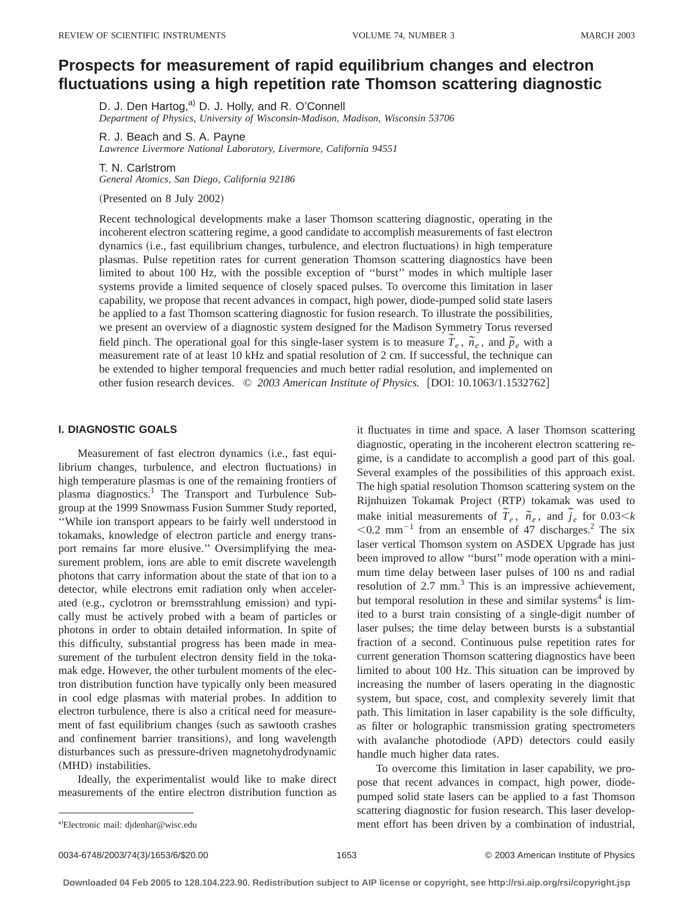# Prospects for measurement of rapid equilibrium changes and electron fluctuations using a high repetition rate Thomson scattering diagnostic

D. J. Den Hartog,[a] D. J. Holly, and R. O'Connell
*Department of Physics, University of Wisconsin-Madison, Madison, Wisconsin 53706*

R. J. Beach and S. A. Payne
*Lawrence Livermore National Laboratory, Livermore, California 94551*

T. N. Carlstrom
*General Atomics, San Diego, California 92186*

(Presented on 8 July 2002)

Recent technological developments make a laser Thomson scattering diagnostic, operating in the incoherent electron scattering regime, a good candidate to accomplish measurements of fast electron dynamics (i.e., fast equilibrium changes, turbulence, and electron fluctuations) in high temperature plasmas. Pulse repetition rates for current generation Thomson scattering diagnostics have been limited to about 100 Hz, with the possible exception of ''burst'' modes in which multiple laser systems provide a limited sequence of closely spaced pulses. To overcome this limitation in laser capability, we propose that recent advances in compact, high power, diode-pumped solid state lasers be applied to a fast Thomson scattering diagnostic for fusion research. To illustrate the possibilities, we present an overview of a diagnostic system designed for the Madison Symmetry Torus reversed field pinch. The operational goal for this single-laser system is to measure $\tilde{T}_e$, $\tilde{n}_e$, and $\tilde{p}_e$ with a measurement rate of at least 10 kHz and spatial resolution of 2 cm. If successful, the technique can be extended to higher temporal frequencies and much better radial resolution, and implemented on other fusion research devices. © *2003 American Institute of Physics.* [DOI: 10.1063/1.1532762]

## I. DIAGNOSTIC GOALS

Measurement of fast electron dynamics (i.e., fast equilibrium changes, turbulence, and electron fluctuations) in high temperature plasmas is one of the remaining frontiers of plasma diagnostics.[1] The Transport and Turbulence Subgroup at the 1999 Snowmass Fusion Summer Study reported, ''While ion transport appears to be fairly well understood in tokamaks, knowledge of electron particle and energy transport remains far more elusive.'' Oversimplifying the measurement problem, ions are able to emit discrete wavelength photons that carry information about the state of that ion to a detector, while electrons emit radiation only when accelerated (e.g., cyclotron or bremsstrahlung emission) and typically must be actively probed with a beam of particles or photons in order to obtain detailed information. In spite of this difficulty, substantial progress has been made in measurement of the turbulent electron density field in the tokamak edge. However, the other turbulent moments of the electron distribution function have typically only been measured in cool edge plasmas with material probes. In addition to electron turbulence, there is also a critical need for measurement of fast equilibrium changes (such as sawtooth crashes and confinement barrier transitions), and long wavelength disturbances such as pressure-driven magnetohydrodynamic (MHD) instabilities.

Ideally, the experimentalist would like to make direct measurements of the entire electron distribution function as it fluctuates in time and space. A laser Thomson scattering diagnostic, operating in the incoherent electron scattering regime, is a candidate to accomplish a good part of this goal. Several examples of the possibilities of this approach exist. The high spatial resolution Thomson scattering system on the Rijnhuizen Tokamak Project (RTP) tokamak was used to make initial measurements of $\tilde{T}_e$, $\tilde{n}_e$, and $\tilde{j}_e$ for $0.03<k<0.2$ mm$^{-1}$ from an ensemble of 47 discharges.[2] The six laser vertical Thomson system on ASDEX Upgrade has just been improved to allow ''burst'' mode operation with a minimum time delay between laser pulses of 100 ns and radial resolution of 2.7 mm.[3] This is an impressive achievement, but temporal resolution in these and similar systems[4] is limited to a burst train consisting of a single-digit number of laser pulses; the time delay between bursts is a substantial fraction of a second. Continuous pulse repetition rates for current generation Thomson scattering diagnostics have been limited to about 100 Hz. This situation can be improved by increasing the number of lasers operating in the diagnostic system, but space, cost, and complexity severely limit that path. This limitation in laser capability is the sole difficulty, as filter or holographic transmission grating spectrometers with avalanche photodiode (APD) detectors could easily handle much higher data rates.

To overcome this limitation in laser capability, we propose that recent advances in compact, high power, diode-pumped solid state lasers can be applied to a fast Thomson scattering diagnostic for fusion research. This laser development effort has been driven by a combination of industrial,

[a]Electronic mail: djdenhar@wisc.edu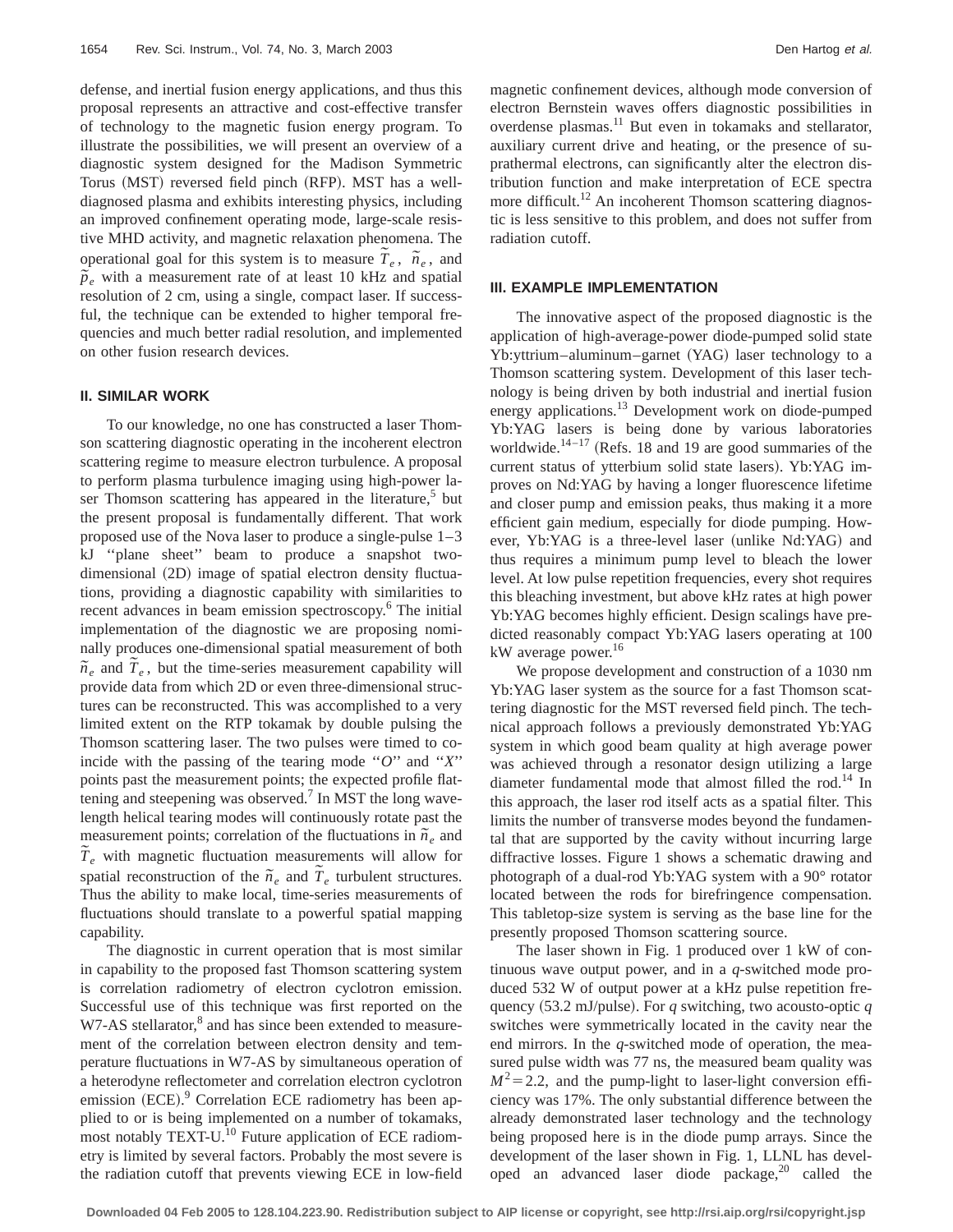defense, and inertial fusion energy applications, and thus this proposal represents an attractive and cost-effective transfer of technology to the magnetic fusion energy program. To illustrate the possibilities, we will present an overview of a diagnostic system designed for the Madison Symmetric Torus (MST) reversed field pinch (RFP). MST has a well-diagnosed plasma and exhibits interesting physics, including an improved confinement operating mode, large-scale resistive MHD activity, and magnetic relaxation phenomena. The operational goal for this system is to measure $\tilde{T}_e$, $\tilde{n}_e$, and $\tilde{p}_e$ with a measurement rate of at least 10 kHz and spatial resolution of 2 cm, using a single, compact laser. If successful, the technique can be extended to higher temporal frequencies and much better radial resolution, and implemented on other fusion research devices.

## II. SIMILAR WORK

To our knowledge, no one has constructed a laser Thomson scattering diagnostic operating in the incoherent electron scattering regime to measure electron turbulence. A proposal to perform plasma turbulence imaging using high-power laser Thomson scattering has appeared in the literature,[5] but the present proposal is fundamentally different. That work proposed use of the Nova laser to produce a single-pulse 1–3 kJ ''plane sheet'' beam to produce a snapshot two-dimensional (2D) image of spatial electron density fluctuations, providing a diagnostic capability with similarities to recent advances in beam emission spectroscopy.[6] The initial implementation of the diagnostic we are proposing nominally produces one-dimensional spatial measurement of both $\tilde{n}_e$ and $\tilde{T}_e$, but the time-series measurement capability will provide data from which 2D or even three-dimensional structures can be reconstructed. This was accomplished to a very limited extent on the RTP tokamak by double pulsing the Thomson scattering laser. The two pulses were timed to coincide with the passing of the tearing mode ''*O*'' and ''*X*'' points past the measurement points; the expected profile flattening and steepening was observed.[7] In MST the long wavelength helical tearing modes will continuously rotate past the measurement points; correlation of the fluctuations in $\tilde{n}_e$ and $\tilde{T}_e$ with magnetic fluctuation measurements will allow for spatial reconstruction of the $\tilde{n}_e$ and $\tilde{T}_e$ turbulent structures. Thus the ability to make local, time-series measurements of fluctuations should translate to a powerful spatial mapping capability.

The diagnostic in current operation that is most similar in capability to the proposed fast Thomson scattering system is correlation radiometry of electron cyclotron emission. Successful use of this technique was first reported on the W7-AS stellarator,[8] and has since been extended to measurement of the correlation between electron density and temperature fluctuations in W7-AS by simultaneous operation of a heterodyne reflectometer and correlation electron cyclotron emission (ECE).[9] Correlation ECE radiometry has been applied to or is being implemented on a number of tokamaks, most notably TEXT-U.[10] Future application of ECE radiometry is limited by several factors. Probably the most severe is the radiation cutoff that prevents viewing ECE in low-field magnetic confinement devices, although mode conversion of electron Bernstein waves offers diagnostic possibilities in overdense plasmas.[11] But even in tokamaks and stellarator, auxiliary current drive and heating, or the presence of suprathermal electrons, can significantly alter the electron distribution function and make interpretation of ECE spectra more difficult.[12] An incoherent Thomson scattering diagnostic is less sensitive to this problem, and does not suffer from radiation cutoff.

## III. EXAMPLE IMPLEMENTATION

The innovative aspect of the proposed diagnostic is the application of high-average-power diode-pumped solid state Yb:yttrium–aluminum–garnet (YAG) laser technology to a Thomson scattering system. Development of this laser technology is being driven by both industrial and inertial fusion energy applications.[13] Development work on diode-pumped Yb:YAG lasers is being done by various laboratories worldwide.[14–17] (Refs. 18 and 19 are good summaries of the current status of ytterbium solid state lasers). Yb:YAG improves on Nd:YAG by having a longer fluorescence lifetime and closer pump and emission peaks, thus making it a more efficient gain medium, especially for diode pumping. However, Yb:YAG is a three-level laser (unlike Nd:YAG) and thus requires a minimum pump level to bleach the lower level. At low pulse repetition frequencies, every shot requires this bleaching investment, but above kHz rates at high power Yb:YAG becomes highly efficient. Design scalings have predicted reasonably compact Yb:YAG lasers operating at 100 kW average power.[16]

We propose development and construction of a 1030 nm Yb:YAG laser system as the source for a fast Thomson scattering diagnostic for the MST reversed field pinch. The technical approach follows a previously demonstrated Yb:YAG system in which good beam quality at high average power was achieved through a resonator design utilizing a large diameter fundamental mode that almost filled the rod.[14] In this approach, the laser rod itself acts as a spatial filter. This limits the number of transverse modes beyond the fundamental that are supported by the cavity without incurring large diffractive losses. Figure 1 shows a schematic drawing and photograph of a dual-rod Yb:YAG system with a 90° rotator located between the rods for birefringence compensation. This tabletop-size system is serving as the base line for the presently proposed Thomson scattering source.

The laser shown in Fig. 1 produced over 1 kW of continuous wave output power, and in a *q*-switched mode produced 532 W of output power at a kHz pulse repetition frequency (53.2 mJ/pulse). For *q* switching, two acousto-optic *q* switches were symmetrically located in the cavity near the end mirrors. In the *q*-switched mode of operation, the measured pulse width was 77 ns, the measured beam quality was $M^2 = 2.2$, and the pump-light to laser-light conversion efficiency was 17%. The only substantial difference between the already demonstrated laser technology and the technology being proposed here is in the diode pump arrays. Since the development of the laser shown in Fig. 1, LLNL has developed an advanced laser diode package,[20] called the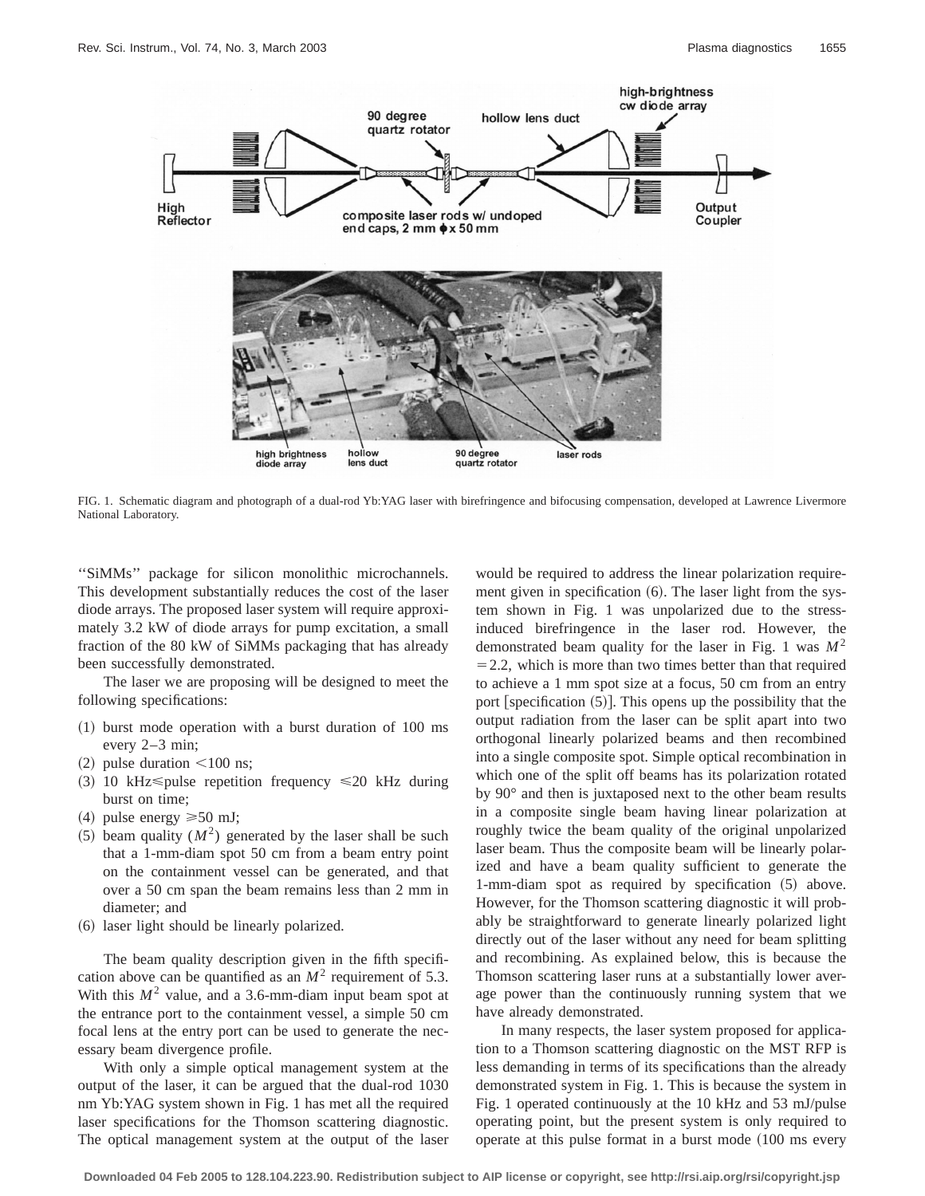FIG. 1. Schematic diagram and photograph of a dual-rod Yb:YAG laser with birefringence and bifocusing compensation, developed at Lawrence Livermore National Laboratory.

''SiMMs'' package for silicon monolithic microchannels. This development substantially reduces the cost of the laser diode arrays. The proposed laser system will require approximately 3.2 kW of diode arrays for pump excitation, a small fraction of the 80 kW of SiMMs packaging that has already been successfully demonstrated.

The laser we are proposing will be designed to meet the following specifications:

(1) burst mode operation with a burst duration of 100 ms every 2–3 min;
(2) pulse duration <100 ns;
(3) 10 kHz≤pulse repetition frequency ≤20 kHz during burst on time;
(4) pulse energy ≥50 mJ;
(5) beam quality ($M^2$) generated by the laser shall be such that a 1-mm-diam spot 50 cm from a beam entry point on the containment vessel can be generated, and that over a 50 cm span the beam remains less than 2 mm in diameter; and
(6) laser light should be linearly polarized.

The beam quality description given in the fifth specification above can be quantified as an $M^2$ requirement of 5.3. With this $M^2$ value, and a 3.6-mm-diam input beam spot at the entrance port to the containment vessel, a simple 50 cm focal lens at the entry port can be used to generate the necessary beam divergence profile.

With only a simple optical management system at the output of the laser, it can be argued that the dual-rod 1030 nm Yb:YAG system shown in Fig. 1 has met all the required laser specifications for the Thomson scattering diagnostic. The optical management system at the output of the laser would be required to address the linear polarization requirement given in specification (6). The laser light from the system shown in Fig. 1 was unpolarized due to the stress-induced birefringence in the laser rod. However, the demonstrated beam quality for the laser in Fig. 1 was $M^2 = 2.2$, which is more than two times better than that required to achieve a 1 mm spot size at a focus, 50 cm from an entry port [specification (5)]. This opens up the possibility that the output radiation from the laser can be split apart into two orthogonal linearly polarized beams and then recombined into a single composite spot. Simple optical recombination in which one of the split off beams has its polarization rotated by 90° and then is juxtaposed next to the other beam results in a composite single beam having linear polarization at roughly twice the beam quality of the original unpolarized laser beam. Thus the composite beam will be linearly polarized and have a beam quality sufficient to generate the 1-mm-diam spot as required by specification (5) above. However, for the Thomson scattering diagnostic it will probably be straightforward to generate linearly polarized light directly out of the laser without any need for beam splitting and recombining. As explained below, this is because the Thomson scattering laser runs at a substantially lower average power than the continuously running system that we have already demonstrated.

In many respects, the laser system proposed for application to a Thomson scattering diagnostic on the MST RFP is less demanding in terms of its specifications than the already demonstrated system in Fig. 1. This is because the system in Fig. 1 operated continuously at the 10 kHz and 53 mJ/pulse operating point, but the present system is only required to operate at this pulse format in a burst mode (100 ms every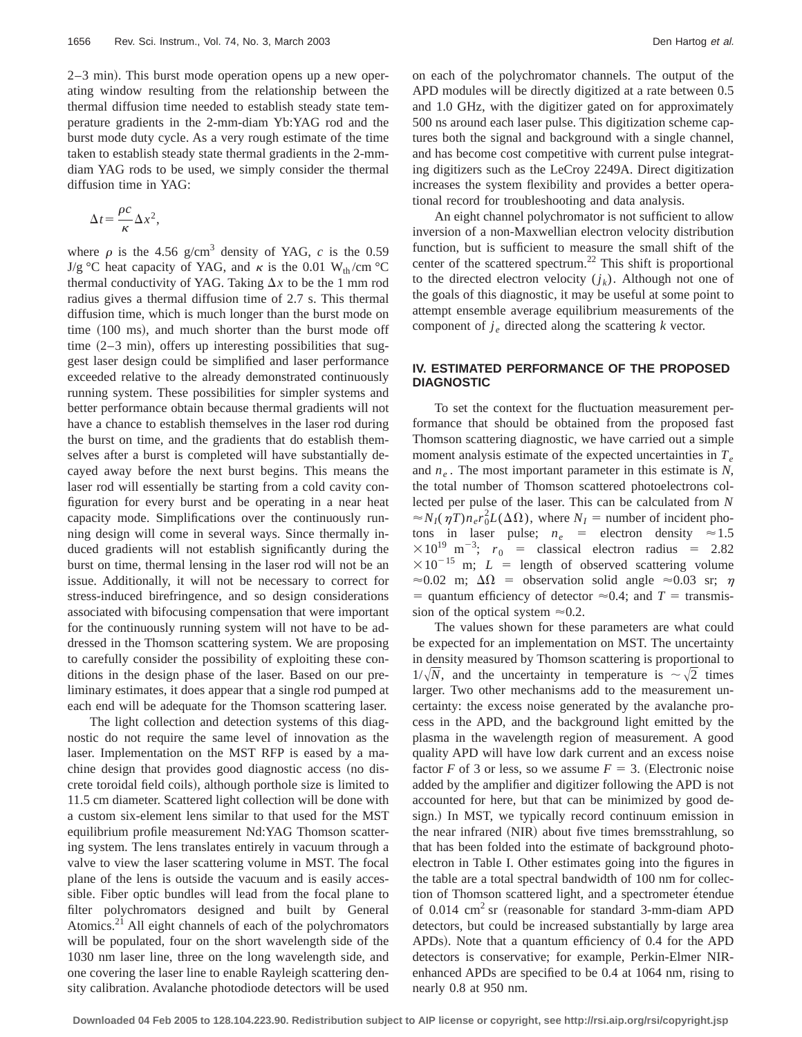2–3 min). This burst mode operation opens up a new operating window resulting from the relationship between the thermal diffusion time needed to establish steady state temperature gradients in the 2-mm-diam Yb:YAG rod and the burst mode duty cycle. As a very rough estimate of the time taken to establish steady state thermal gradients in the 2-mm-diam YAG rods to be used, we simply consider the thermal diffusion time in YAG:

$$\Delta t = \frac{\rho c}{\kappa} \Delta x^2,$$

where $\rho$ is the 4.56 g/cm$^3$ density of YAG, $c$ is the 0.59 J/g °C heat capacity of YAG, and $\kappa$ is the 0.01 $W_{th}$/cm °C thermal conductivity of YAG. Taking $\Delta x$ to be the 1 mm rod radius gives a thermal diffusion time of 2.7 s. This thermal diffusion time, which is much longer than the burst mode on time (100 ms), and much shorter than the burst mode off time (2–3 min), offers up interesting possibilities that suggest laser design could be simplified and laser performance exceeded relative to the already demonstrated continuously running system. These possibilities for simpler systems and better performance obtain because thermal gradients will not have a chance to establish themselves in the laser rod during the burst on time, and the gradients that do establish themselves after a burst is completed will have substantially decayed away before the next burst begins. This means the laser rod will essentially be starting from a cold cavity configuration for every burst and be operating in a near heat capacity mode. Simplifications over the continuously running design will come in several ways. Since thermally induced gradients will not establish significantly during the burst on time, thermal lensing in the laser rod will not be an issue. Additionally, it will not be necessary to correct for stress-induced birefringence, and so design considerations associated with bifocusing compensation that were important for the continuously running system will not have to be addressed in the Thomson scattering system. We are proposing to carefully consider the possibility of exploiting these conditions in the design phase of the laser. Based on our preliminary estimates, it does appear that a single rod pumped at each end will be adequate for the Thomson scattering laser.

The light collection and detection systems of this diagnostic do not require the same level of innovation as the laser. Implementation on the MST RFP is eased by a machine design that provides good diagnostic access (no discrete toroidal field coils), although porthole size is limited to 11.5 cm diameter. Scattered light collection will be done with a custom six-element lens similar to that used for the MST equilibrium profile measurement Nd:YAG Thomson scattering system. The lens translates entirely in vacuum through a valve to view the laser scattering volume in MST. The focal plane of the lens is outside the vacuum and is easily accessible. Fiber optic bundles will lead from the focal plane to filter polychromators designed and built by General Atomics.[21] All eight channels of each of the polychromators will be populated, four on the short wavelength side of the 1030 nm laser line, three on the long wavelength side, and one covering the laser line to enable Rayleigh scattering density calibration. Avalanche photodiode detectors will be used on each of the polychromator channels. The output of the APD modules will be directly digitized at a rate between 0.5 and 1.0 GHz, with the digitizer gated on for approximately 500 ns around each laser pulse. This digitization scheme captures both the signal and background with a single channel, and has become cost competitive with current pulse integrating digitizers such as the LeCroy 2249A. Direct digitization increases the system flexibility and provides a better operational record for troubleshooting and data analysis.

An eight channel polychromator is not sufficient to allow inversion of a non-Maxwellian electron velocity distribution function, but is sufficient to measure the small shift of the center of the scattered spectrum.[22] This shift is proportional to the directed electron velocity ($j_k$). Although not one of the goals of this diagnostic, it may be useful at some point to attempt ensemble average equilibrium measurements of the component of $j_e$ directed along the scattering $k$ vector.

## IV. ESTIMATED PERFORMANCE OF THE PROPOSED DIAGNOSTIC

To set the context for the fluctuation measurement performance that should be obtained from the proposed fast Thomson scattering diagnostic, we have carried out a simple moment analysis estimate of the expected uncertainties in $T_e$ and $n_e$. The most important parameter in this estimate is $N$, the total number of Thomson scattered photoelectrons collected per pulse of the laser. This can be calculated from $N \approx N_I(\eta T) n_e r_0^2 L(\Delta\Omega)$, where $N_I$ = number of incident photons in laser pulse; $n_e$ = electron density $\approx 1.5 \times 10^{19}$ m$^{-3}$; $r_0$ = classical electron radius = $2.82 \times 10^{-15}$ m; $L$ = length of observed scattering volume $\approx 0.02$ m; $\Delta\Omega$ = observation solid angle $\approx 0.03$ sr; $\eta$ = quantum efficiency of detector $\approx 0.4$; and $T$ = transmission of the optical system $\approx 0.2$.

The values shown for these parameters are what could be expected for an implementation on MST. The uncertainty in density measured by Thomson scattering is proportional to $1/\sqrt{N}$, and the uncertainty in temperature is $\sim\sqrt{2}$ times larger. Two other mechanisms add to the measurement uncertainty: the excess noise generated by the avalanche process in the APD, and the background light emitted by the plasma in the wavelength region of measurement. A good quality APD will have low dark current and an excess noise factor $F$ of 3 or less, so we assume $F = 3$. (Electronic noise added by the amplifier and digitizer following the APD is not accounted for here, but that can be minimized by good design.) In MST, we typically record continuum emission in the near infrared (NIR) about five times bremsstrahlung, so that has been folded into the estimate of background photoelectron in Table I. Other estimates going into the figures in the table are a total spectral bandwidth of 100 nm for collection of Thomson scattered light, and a spectrometer étendue of 0.014 cm$^2$ sr (reasonable for standard 3-mm-diam APD detectors, but could be increased substantially by large area APDs). Note that a quantum efficiency of 0.4 for the APD detectors is conservative; for example, Perkin-Elmer NIR-enhanced APDs are specified to be 0.4 at 1064 nm, rising to nearly 0.8 at 950 nm.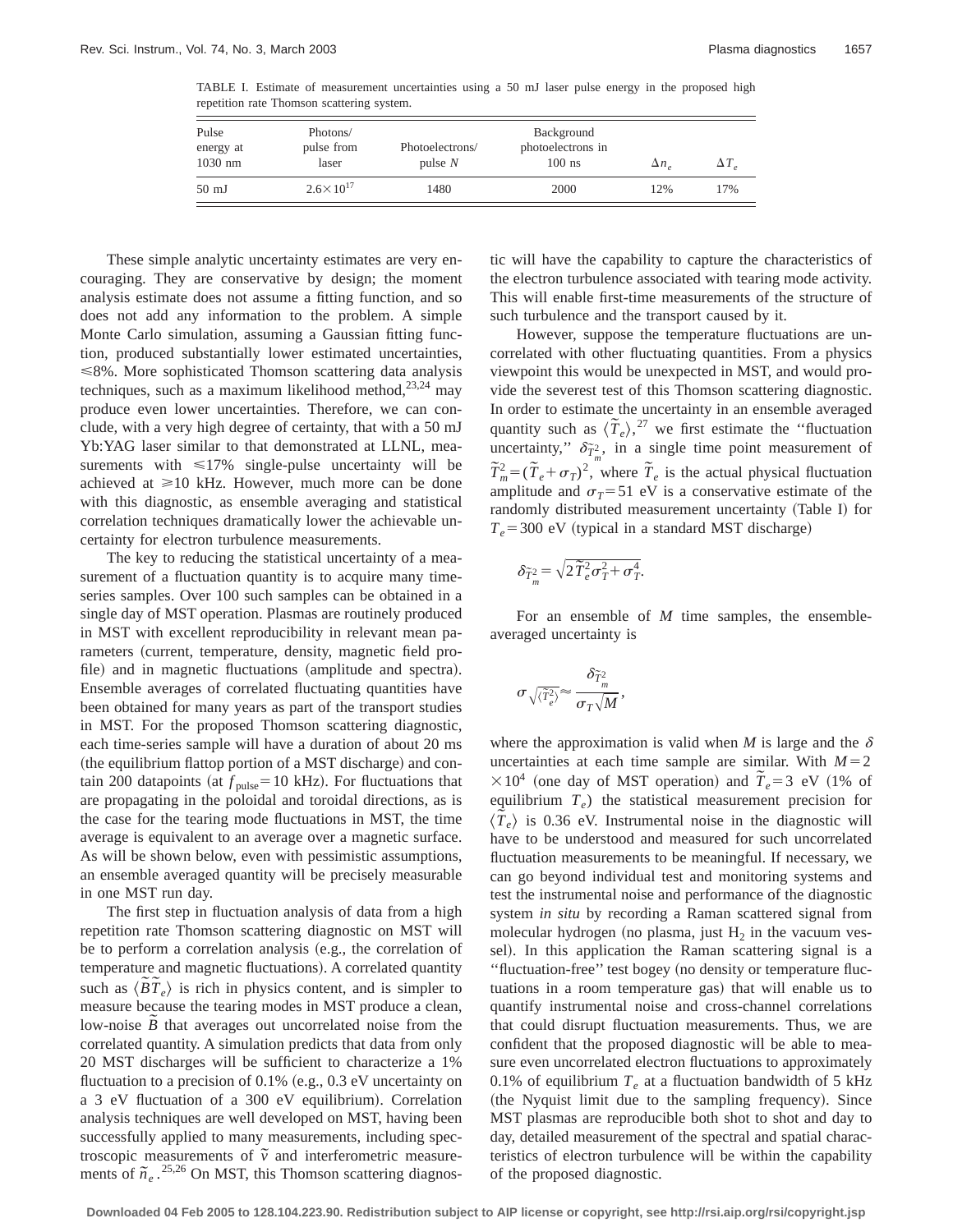TABLE I. Estimate of measurement uncertainties using a 50 mJ laser pulse energy in the proposed high repetition rate Thomson scattering system.

| Pulse energy at 1030 nm | Photons/ pulse from laser | Photoelectrons/ pulse $N$ | Background photoelectrons in 100 ns | $\Delta n_e$ | $\Delta T_e$ |
|---|---|---|---|---|---|
| 50 mJ | $2.6\times10^{17}$ | 1480 | 2000 | 12% | 17% |

These simple analytic uncertainty estimates are very encouraging. They are conservative by design; the moment analysis estimate does not assume a fitting function, and so does not add any information to the problem. A simple Monte Carlo simulation, assuming a Gaussian fitting function, produced substantially lower estimated uncertainties, $\leqslant$8%. More sophisticated Thomson scattering data analysis techniques, such as a maximum likelihood method,[23,24] may produce even lower uncertainties. Therefore, we can conclude, with a very high degree of certainty, that with a 50 mJ Yb:YAG laser similar to that demonstrated at LLNL, measurements with $\leqslant$17% single-pulse uncertainty will be achieved at $\geqslant$10 kHz. However, much more can be done with this diagnostic, as ensemble averaging and statistical correlation techniques dramatically lower the achievable uncertainty for electron turbulence measurements.

The key to reducing the statistical uncertainty of a measurement of a fluctuation quantity is to acquire many time-series samples. Over 100 such samples can be obtained in a single day of MST operation. Plasmas are routinely produced in MST with excellent reproducibility in relevant mean parameters (current, temperature, density, magnetic field profile) and in magnetic fluctuations (amplitude and spectra). Ensemble averages of correlated fluctuating quantities have been obtained for many years as part of the transport studies in MST. For the proposed Thomson scattering diagnostic, each time-series sample will have a duration of about 20 ms (the equilibrium flattop portion of a MST discharge) and contain 200 datapoints (at $f_{\text{pulse}}=10$ kHz). For fluctuations that are propagating in the poloidal and toroidal directions, as is the case for the tearing mode fluctuations in MST, the time average is equivalent to an average over a magnetic surface. As will be shown below, even with pessimistic assumptions, an ensemble averaged quantity will be precisely measurable in one MST run day.

The first step in fluctuation analysis of data from a high repetition rate Thomson scattering diagnostic on MST will be to perform a correlation analysis (e.g., the correlation of temperature and magnetic fluctuations). A correlated quantity such as $\langle \tilde{B}\tilde{T}_e\rangle$ is rich in physics content, and is simpler to measure because the tearing modes in MST produce a clean, low-noise $\tilde{B}$ that averages out uncorrelated noise from the correlated quantity. A simulation predicts that data from only 20 MST discharges will be sufficient to characterize a 1% fluctuation to a precision of 0.1% (e.g., 0.3 eV uncertainty on a 3 eV fluctuation of a 300 eV equilibrium). Correlation analysis techniques are well developed on MST, having been successfully applied to many measurements, including spectroscopic measurements of $\tilde{v}$ and interferometric measurements of $\tilde{n}_e$.[25,26] On MST, this Thomson scattering diagnostic will have the capability to capture the characteristics of the electron turbulence associated with tearing mode activity. This will enable first-time measurements of the structure of such turbulence and the transport caused by it.

However, suppose the temperature fluctuations are uncorrelated with other fluctuating quantities. From a physics viewpoint this would be unexpected in MST, and would provide the severest test of this Thomson scattering diagnostic. In order to estimate the uncertainty in an ensemble averaged quantity such as $\langle \tilde{T}_e\rangle$,[27] we first estimate the "fluctuation uncertainty," $\delta_{\tilde{T}_m^2}$, in a single time point measurement of $\tilde{T}_m^2=(\tilde{T}_e+\sigma_T)^2$, where $\tilde{T}_e$ is the actual physical fluctuation amplitude and $\sigma_T=51$ eV is a conservative estimate of the randomly distributed measurement uncertainty (Table I) for $T_e=300$ eV (typical in a standard MST discharge)

$$\delta_{\tilde{T}_m^2}=\sqrt{2\tilde{T}_e^2\sigma_T^2+\sigma_T^4}.$$

For an ensemble of $M$ time samples, the ensemble-averaged uncertainty is

$$\sigma_{\sqrt{\langle \tilde{T}_e^2\rangle}}\approx\frac{\delta_{\tilde{T}_m^2}}{\sigma_T\sqrt{M}},$$

where the approximation is valid when $M$ is large and the $\delta$ uncertainties at each time sample are similar. With $M=2\times10^4$ (one day of MST operation) and $\tilde{T}_e=3$ eV (1% of equilibrium $T_e$) the statistical measurement precision for $\langle \tilde{T}_e\rangle$ is 0.36 eV. Instrumental noise in the diagnostic will have to be understood and measured for such uncorrelated fluctuation measurements to be meaningful. If necessary, we can go beyond individual test and monitoring systems and test the instrumental noise and performance of the diagnostic system *in situ* by recording a Raman scattered signal from molecular hydrogen (no plasma, just $H_2$ in the vacuum vessel). In this application the Raman scattering signal is a "fluctuation-free" test bogey (no density or temperature fluctuations in a room temperature gas) that will enable us to quantify instrumental noise and cross-channel correlations that could disrupt fluctuation measurements. Thus, we are confident that the proposed diagnostic will be able to measure even uncorrelated electron fluctuations to approximately 0.1% of equilibrium $T_e$ at a fluctuation bandwidth of 5 kHz (the Nyquist limit due to the sampling frequency). Since MST plasmas are reproducible both shot to shot and day to day, detailed measurement of the spectral and spatial characteristics of electron turbulence will be within the capability of the proposed diagnostic.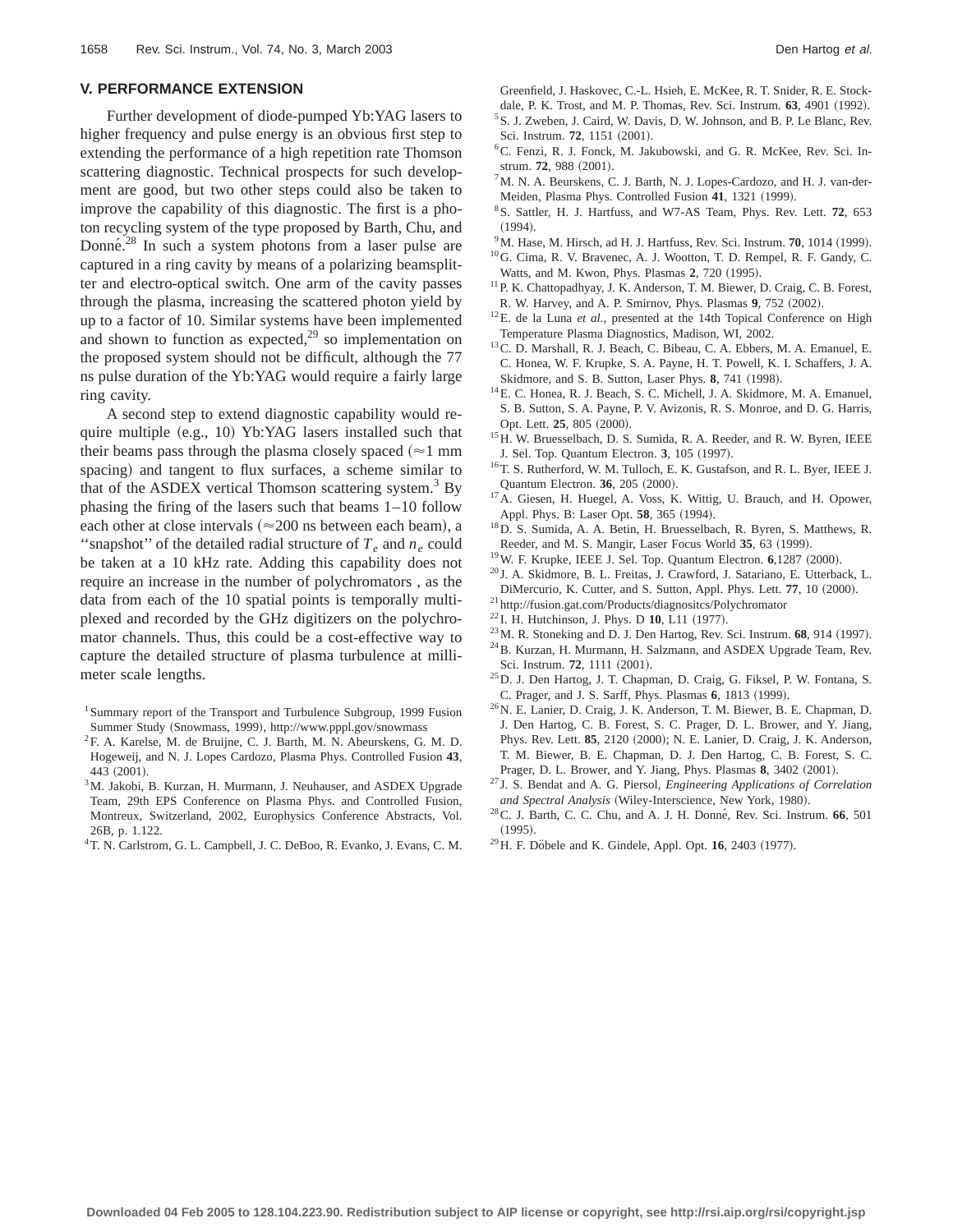## V. PERFORMANCE EXTENSION

Further development of diode-pumped Yb:YAG lasers to higher frequency and pulse energy is an obvious first step to extending the performance of a high repetition rate Thomson scattering diagnostic. Technical prospects for such development are good, but two other steps could also be taken to improve the capability of this diagnostic. The first is a photon recycling system of the type proposed by Barth, Chu, and Donné.[28] In such a system photons from a laser pulse are captured in a ring cavity by means of a polarizing beamsplitter and electro-optical switch. One arm of the cavity passes through the plasma, increasing the scattered photon yield by up to a factor of 10. Similar systems have been implemented and shown to function as expected,[29] so implementation on the proposed system should not be difficult, although the 77 ns pulse duration of the Yb:YAG would require a fairly large ring cavity.

A second step to extend diagnostic capability would require multiple (e.g., 10) Yb:YAG lasers installed such that their beams pass through the plasma closely spaced (≈1 mm spacing) and tangent to flux surfaces, a scheme similar to that of the ASDEX vertical Thomson scattering system.[3] By phasing the firing of the lasers such that beams 1–10 follow each other at close intervals (≈200 ns between each beam), a ''snapshot'' of the detailed radial structure of $T_e$ and $n_e$ could be taken at a 10 kHz rate. Adding this capability does not require an increase in the number of polychromators , as the data from each of the 10 spatial points is temporally multiplexed and recorded by the GHz digitizers on the polychromator channels. Thus, this could be a cost-effective way to capture the detailed structure of plasma turbulence at millimeter scale lengths.

[1] Summary report of the Transport and Turbulence Subgroup, 1999 Fusion Summer Study (Snowmass, 1999), http://www.pppl.gov/snowmass

[2] F. A. Karelse, M. de Bruijne, C. J. Barth, M. N. Abeurskens, G. M. D. Hogeweij, and N. J. Lopes Cardozo, Plasma Phys. Controlled Fusion **43**, 443 (2001).

[3] M. Jakobi, B. Kurzan, H. Murmann, J. Neuhauser, and ASDEX Upgrade Team, 29th EPS Conference on Plasma Phys. and Controlled Fusion, Montreux, Switzerland, 2002, Europhysics Conference Abstracts, Vol. 26B, p. 1.122.

[4] T. N. Carlstrom, G. L. Campbell, J. C. DeBoo, R. Evanko, J. Evans, C. M. Greenfield, J. Haskovec, C.-L. Hsieh, E. McKee, R. T. Snider, R. E. Stockdale, P. K. Trost, and M. P. Thomas, Rev. Sci. Instrum. **63**, 4901 (1992).

[5] S. J. Zweben, J. Caird, W. Davis, D. W. Johnson, and B. P. Le Blanc, Rev. Sci. Instrum. **72**, 1151 (2001).

[6] C. Fenzi, R. J. Fonck, M. Jakubowski, and G. R. McKee, Rev. Sci. Instrum. **72**, 988 (2001).

[7] M. N. A. Beurskens, C. J. Barth, N. J. Lopes-Cardozo, and H. J. van-der-Meiden, Plasma Phys. Controlled Fusion **41**, 1321 (1999).

[8] S. Sattler, H. J. Hartfuss, and W7-AS Team, Phys. Rev. Lett. **72**, 653 (1994).

[9] M. Hase, M. Hirsch, ad H. J. Hartfuss, Rev. Sci. Instrum. **70**, 1014 (1999).

[10] G. Cima, R. V. Bravenec, A. J. Wootton, T. D. Rempel, R. F. Gandy, C. Watts, and M. Kwon, Phys. Plasmas **2**, 720 (1995).

[11] P. K. Chattopadhyay, J. K. Anderson, T. M. Biewer, D. Craig, C. B. Forest, R. W. Harvey, and A. P. Smirnov, Phys. Plasmas **9**, 752 (2002).

[12] E. de la Luna *et al.*, presented at the 14th Topical Conference on High Temperature Plasma Diagnostics, Madison, WI, 2002.

[13] C. D. Marshall, R. J. Beach, C. Bibeau, C. A. Ebbers, M. A. Emanuel, E. C. Honea, W. F. Krupke, S. A. Payne, H. T. Powell, K. I. Schaffers, J. A. Skidmore, and S. B. Sutton, Laser Phys. **8**, 741 (1998).

[14] E. C. Honea, R. J. Beach, S. C. Michell, J. A. Skidmore, M. A. Emanuel, S. B. Sutton, S. A. Payne, P. V. Avizonis, R. S. Monroe, and D. G. Harris, Opt. Lett. **25**, 805 (2000).

[15] H. W. Bruesselbach, D. S. Sumida, R. A. Reeder, and R. W. Byren, IEEE J. Sel. Top. Quantum Electron. **3**, 105 (1997).

[16] T. S. Rutherford, W. M. Tulloch, E. K. Gustafson, and R. L. Byer, IEEE J. Quantum Electron. **36**, 205 (2000).

[17] A. Giesen, H. Huegel, A. Voss, K. Wittig, U. Brauch, and H. Opower, Appl. Phys. B: Laser Opt. **58**, 365 (1994).

[18] D. S. Sumida, A. A. Betin, H. Bruesselbach, R. Byren, S. Matthews, R. Reeder, and M. S. Mangir, Laser Focus World **35**, 63 (1999).

[19] W. F. Krupke, IEEE J. Sel. Top. Quantum Electron. **6**,1287 (2000).

[20] J. A. Skidmore, B. L. Freitas, J. Crawford, J. Satariano, E. Utterback, L. DiMercurio, K. Cutter, and S. Sutton, Appl. Phys. Lett. **77**, 10 (2000).

[21] http://fusion.gat.com/Products/diagnositcs/Polychromator

[22] I. H. Hutchinson, J. Phys. D **10**, L11 (1977).

[23] M. R. Stoneking and D. J. Den Hartog, Rev. Sci. Instrum. **68**, 914 (1997).

[24] B. Kurzan, H. Murmann, H. Salzmann, and ASDEX Upgrade Team, Rev. Sci. Instrum. **72**, 1111 (2001).

[25] D. J. Den Hartog, J. T. Chapman, D. Craig, G. Fiksel, P. W. Fontana, S. C. Prager, and J. S. Sarff, Phys. Plasmas **6**, 1813 (1999).

[26] N. E. Lanier, D. Craig, J. K. Anderson, T. M. Biewer, B. E. Chapman, D. J. Den Hartog, C. B. Forest, S. C. Prager, D. L. Brower, and Y. Jiang, Phys. Rev. Lett. **85**, 2120 (2000); N. E. Lanier, D. Craig, J. K. Anderson, T. M. Biewer, B. E. Chapman, D. J. Den Hartog, C. B. Forest, S. C. Prager, D. L. Brower, and Y. Jiang, Phys. Plasmas **8**, 3402 (2001).

[27] J. S. Bendat and A. G. Piersol, *Engineering Applications of Correlation and Spectral Analysis* (Wiley-Interscience, New York, 1980).

[28] C. J. Barth, C. C. Chu, and A. J. H. Donné, Rev. Sci. Instrum. **66**, 501 (1995).

[29] H. F. Döbele and K. Gindele, Appl. Opt. **16**, 2403 (1977).